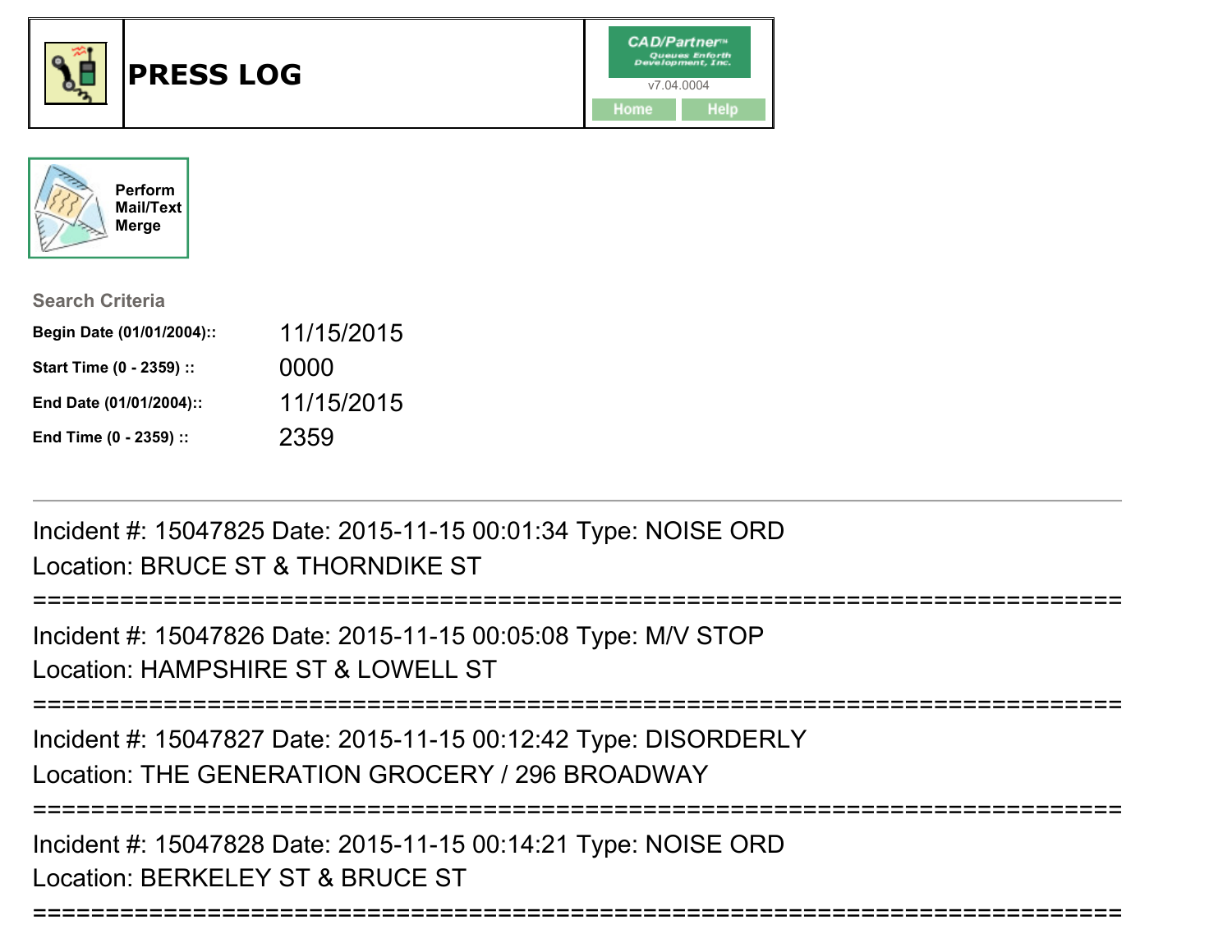# PRESS LOG

CAD/Partner™
Queues Enforth Development, Inc.
v7.04.0004

Home | Help

Perform Mail/Text Merge

**Search Criteria**

| | |
|---|---|
| **Begin Date (01/01/2004)::** | 11/15/2015 |
| **Start Time (0 - 2359) ::** | 0000 |
| **End Date (01/01/2004)::** | 11/15/2015 |
| **End Time (0 - 2359) ::** | 2359 |

---

Incident #: 15047825 Date: 2015-11-15 00:01:34 Type: NOISE ORD
Location: BRUCE ST & THORNDIKE ST

===========================================================================

Incident #: 15047826 Date: 2015-11-15 00:05:08 Type: M/V STOP
Location: HAMPSHIRE ST & LOWELL ST

===========================================================================

Incident #: 15047827 Date: 2015-11-15 00:12:42 Type: DISORDERLY
Location: THE GENERATION GROCERY / 296 BROADWAY

===========================================================================

Incident #: 15047828 Date: 2015-11-15 00:14:21 Type: NOISE ORD
Location: BERKELEY ST & BRUCE ST

===========================================================================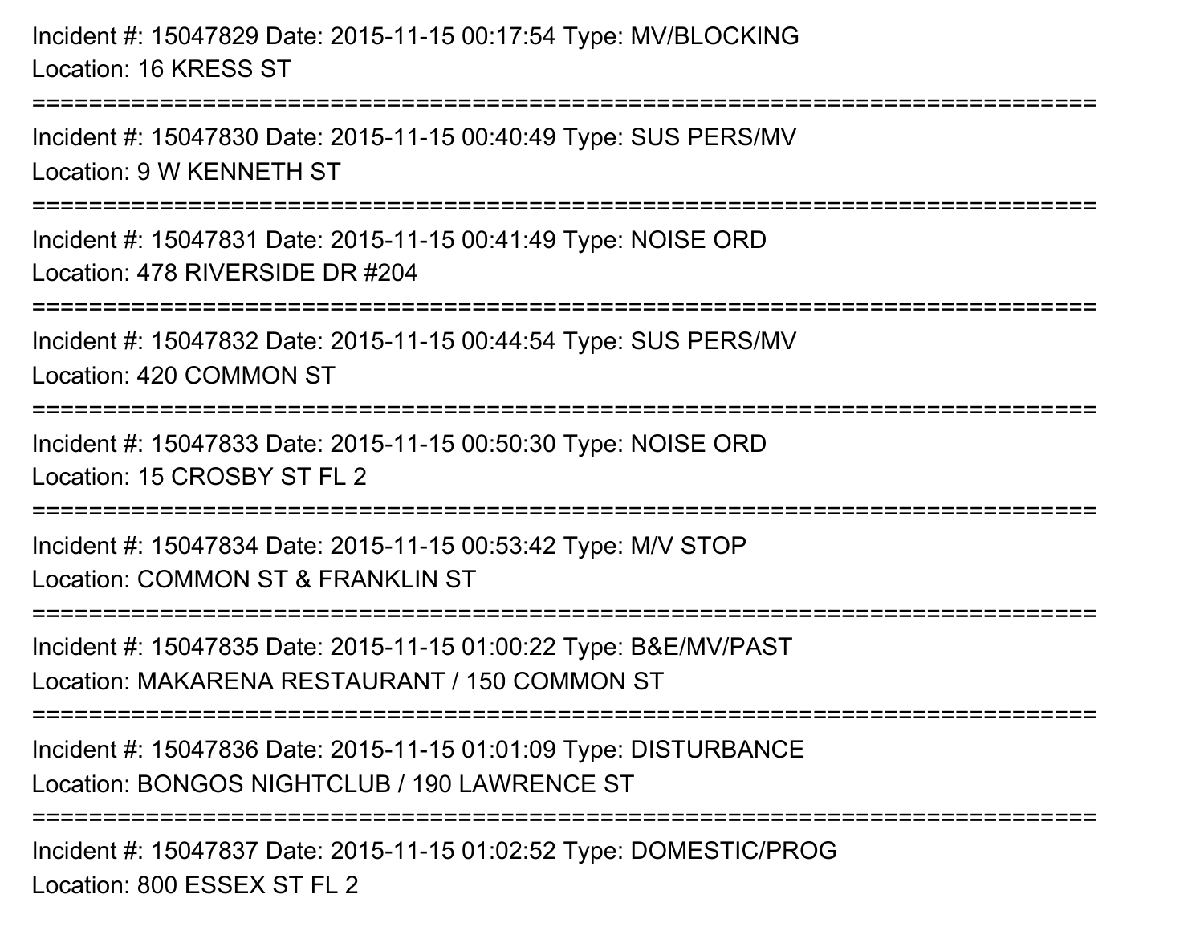Incident #: 15047829 Date: 2015-11-15 00:17:54 Type: MV/BLOCKING
Location: 16 KRESS ST

===========================================================================

Incident #: 15047830 Date: 2015-11-15 00:40:49 Type: SUS PERS/MV
Location: 9 W KENNETH ST

===========================================================================

Incident #: 15047831 Date: 2015-11-15 00:41:49 Type: NOISE ORD
Location: 478 RIVERSIDE DR #204

===========================================================================

Incident #: 15047832 Date: 2015-11-15 00:44:54 Type: SUS PERS/MV
Location: 420 COMMON ST

===========================================================================

Incident #: 15047833 Date: 2015-11-15 00:50:30 Type: NOISE ORD
Location: 15 CROSBY ST FL 2

===========================================================================

Incident #: 15047834 Date: 2015-11-15 00:53:42 Type: M/V STOP
Location: COMMON ST & FRANKLIN ST

===========================================================================

Incident #: 15047835 Date: 2015-11-15 01:00:22 Type: B&E/MV/PAST
Location: MAKARENA RESTAURANT / 150 COMMON ST

===========================================================================

Incident #: 15047836 Date: 2015-11-15 01:01:09 Type: DISTURBANCE
Location: BONGOS NIGHTCLUB / 190 LAWRENCE ST

===========================================================================

Incident #: 15047837 Date: 2015-11-15 01:02:52 Type: DOMESTIC/PROG
Location: 800 ESSEX ST FL 2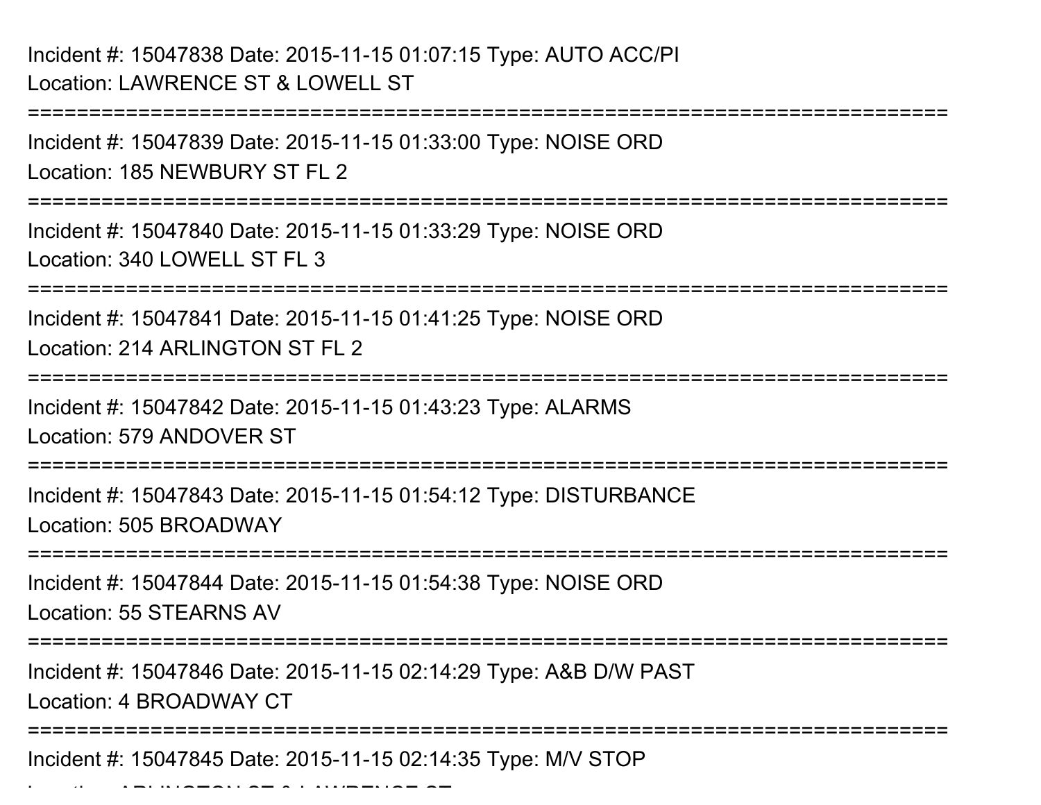Incident #: 15047838 Date: 2015-11-15 01:07:15 Type: AUTO ACC/PI
Location: LAWRENCE ST & LOWELL ST

===========================================================================

Incident #: 15047839 Date: 2015-11-15 01:33:00 Type: NOISE ORD
Location: 185 NEWBURY ST FL 2

===========================================================================

Incident #: 15047840 Date: 2015-11-15 01:33:29 Type: NOISE ORD
Location: 340 LOWELL ST FL 3

===========================================================================

Incident #: 15047841 Date: 2015-11-15 01:41:25 Type: NOISE ORD
Location: 214 ARLINGTON ST FL 2

===========================================================================

Incident #: 15047842 Date: 2015-11-15 01:43:23 Type: ALARMS
Location: 579 ANDOVER ST

===========================================================================

Incident #: 15047843 Date: 2015-11-15 01:54:12 Type: DISTURBANCE
Location: 505 BROADWAY

===========================================================================

Incident #: 15047844 Date: 2015-11-15 01:54:38 Type: NOISE ORD
Location: 55 STEARNS AV

===========================================================================

Incident #: 15047846 Date: 2015-11-15 02:14:29 Type: A&B D/W PAST
Location: 4 BROADWAY CT

===========================================================================

Incident #: 15047845 Date: 2015-11-15 02:14:35 Type: M/V STOP
Location: ARLINGTON ST & LAWRENCE ST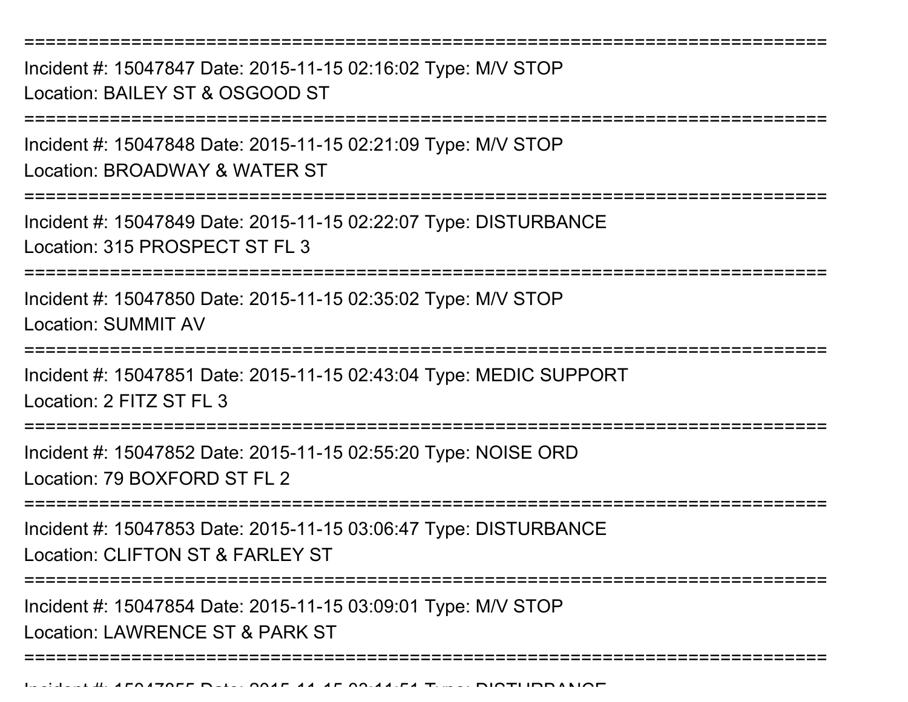==============================================================================

Incident #: 15047847 Date: 2015-11-15 02:16:02 Type: M/V STOP
Location: BAILEY ST & OSGOOD ST

==============================================================================

Incident #: 15047848 Date: 2015-11-15 02:21:09 Type: M/V STOP
Location: BROADWAY & WATER ST

==============================================================================

Incident #: 15047849 Date: 2015-11-15 02:22:07 Type: DISTURBANCE
Location: 315 PROSPECT ST FL 3

==============================================================================

Incident #: 15047850 Date: 2015-11-15 02:35:02 Type: M/V STOP
Location: SUMMIT AV

==============================================================================

Incident #: 15047851 Date: 2015-11-15 02:43:04 Type: MEDIC SUPPORT
Location: 2 FITZ ST FL 3

==============================================================================

Incident #: 15047852 Date: 2015-11-15 02:55:20 Type: NOISE ORD
Location: 79 BOXFORD ST FL 2

==============================================================================

Incident #: 15047853 Date: 2015-11-15 03:06:47 Type: DISTURBANCE
Location: CLIFTON ST & FARLEY ST

==============================================================================

Incident #: 15047854 Date: 2015-11-15 03:09:01 Type: M/V STOP
Location: LAWRENCE ST & PARK ST

==============================================================================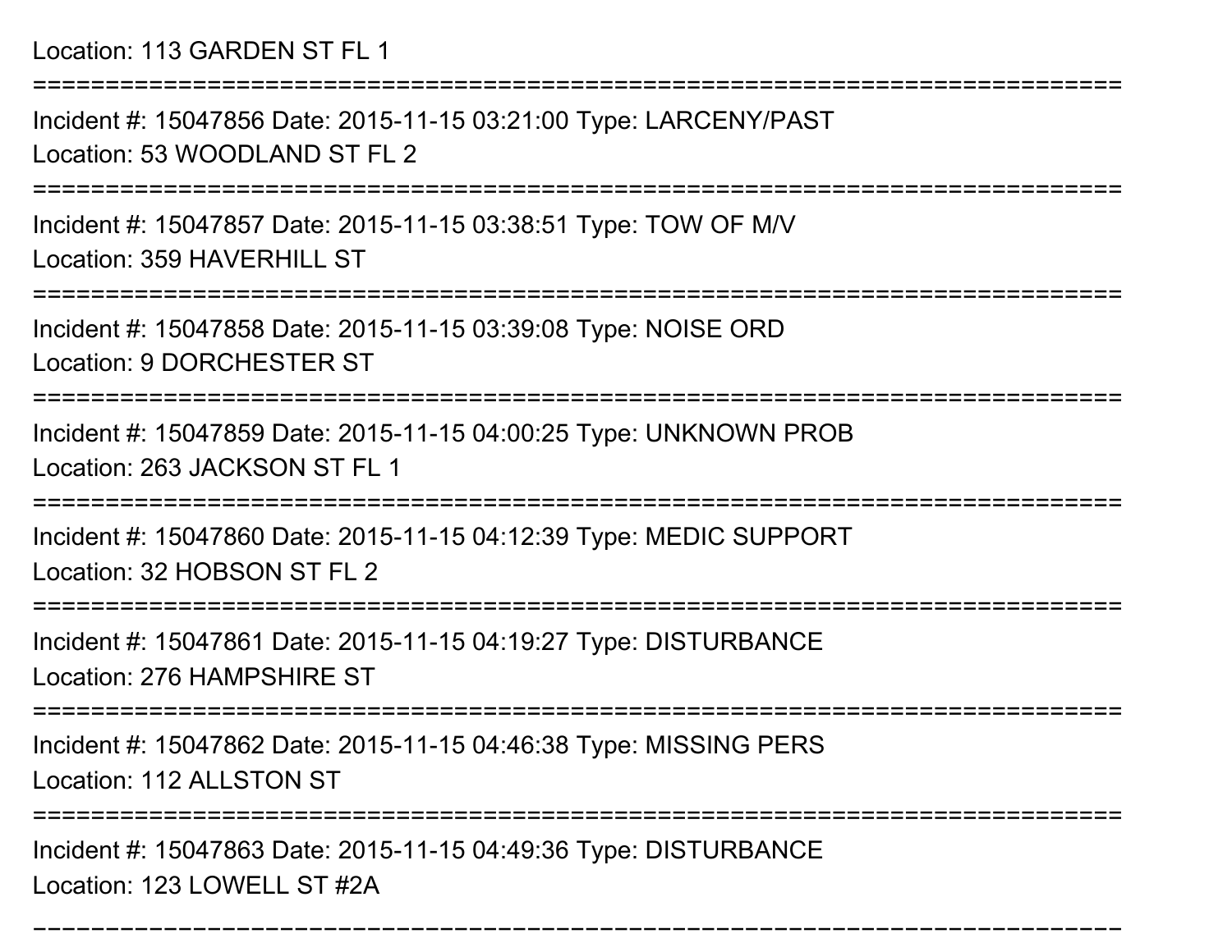Location: 113 GARDEN ST FL 1

===========================================================================

Incident #: 15047856 Date: 2015-11-15 03:21:00 Type: LARCENY/PAST
Location: 53 WOODLAND ST FL 2

===========================================================================

Incident #: 15047857 Date: 2015-11-15 03:38:51 Type: TOW OF M/V
Location: 359 HAVERHILL ST

===========================================================================

Incident #: 15047858 Date: 2015-11-15 03:39:08 Type: NOISE ORD
Location: 9 DORCHESTER ST

===========================================================================

Incident #: 15047859 Date: 2015-11-15 04:00:25 Type: UNKNOWN PROB
Location: 263 JACKSON ST FL 1

===========================================================================

Incident #: 15047860 Date: 2015-11-15 04:12:39 Type: MEDIC SUPPORT
Location: 32 HOBSON ST FL 2

===========================================================================

Incident #: 15047861 Date: 2015-11-15 04:19:27 Type: DISTURBANCE
Location: 276 HAMPSHIRE ST

===========================================================================

Incident #: 15047862 Date: 2015-11-15 04:46:38 Type: MISSING PERS
Location: 112 ALLSTON ST

===========================================================================

Incident #: 15047863 Date: 2015-11-15 04:49:36 Type: DISTURBANCE
Location: 123 LOWELL ST #2A

===========================================================================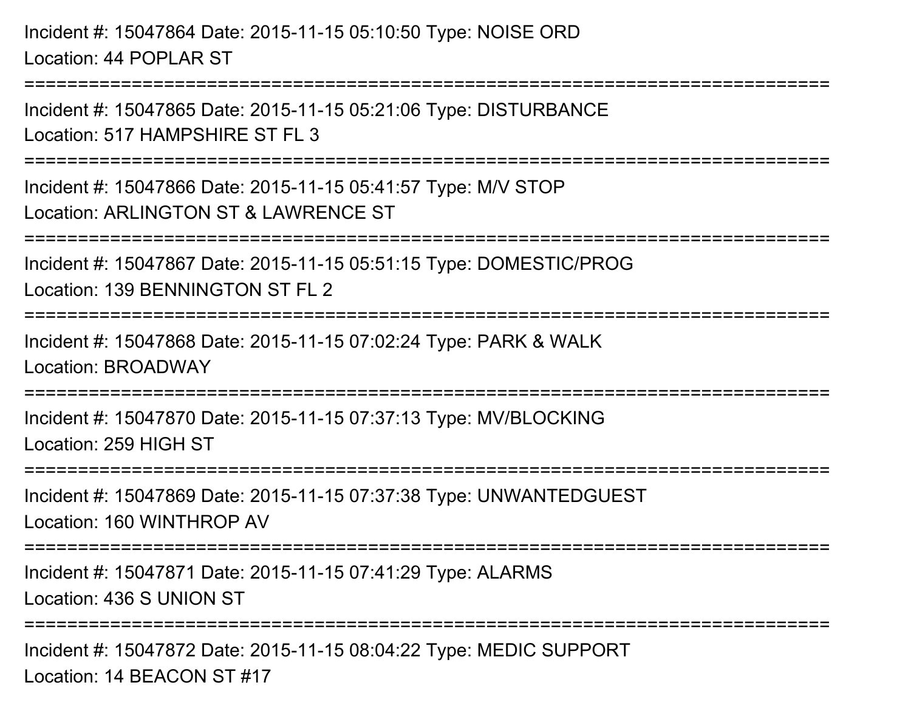Incident #: 15047864 Date: 2015-11-15 05:10:50 Type: NOISE ORD
Location: 44 POPLAR ST

===========================================================================

Incident #: 15047865 Date: 2015-11-15 05:21:06 Type: DISTURBANCE
Location: 517 HAMPSHIRE ST FL 3

===========================================================================

Incident #: 15047866 Date: 2015-11-15 05:41:57 Type: M/V STOP
Location: ARLINGTON ST & LAWRENCE ST

===========================================================================

Incident #: 15047867 Date: 2015-11-15 05:51:15 Type: DOMESTIC/PROG
Location: 139 BENNINGTON ST FL 2

===========================================================================

Incident #: 15047868 Date: 2015-11-15 07:02:24 Type: PARK & WALK
Location: BROADWAY

===========================================================================

Incident #: 15047870 Date: 2015-11-15 07:37:13 Type: MV/BLOCKING
Location: 259 HIGH ST

===========================================================================

Incident #: 15047869 Date: 2015-11-15 07:37:38 Type: UNWANTEDGUEST
Location: 160 WINTHROP AV

===========================================================================

Incident #: 15047871 Date: 2015-11-15 07:41:29 Type: ALARMS
Location: 436 S UNION ST

===========================================================================

Incident #: 15047872 Date: 2015-11-15 08:04:22 Type: MEDIC SUPPORT
Location: 14 BEACON ST #17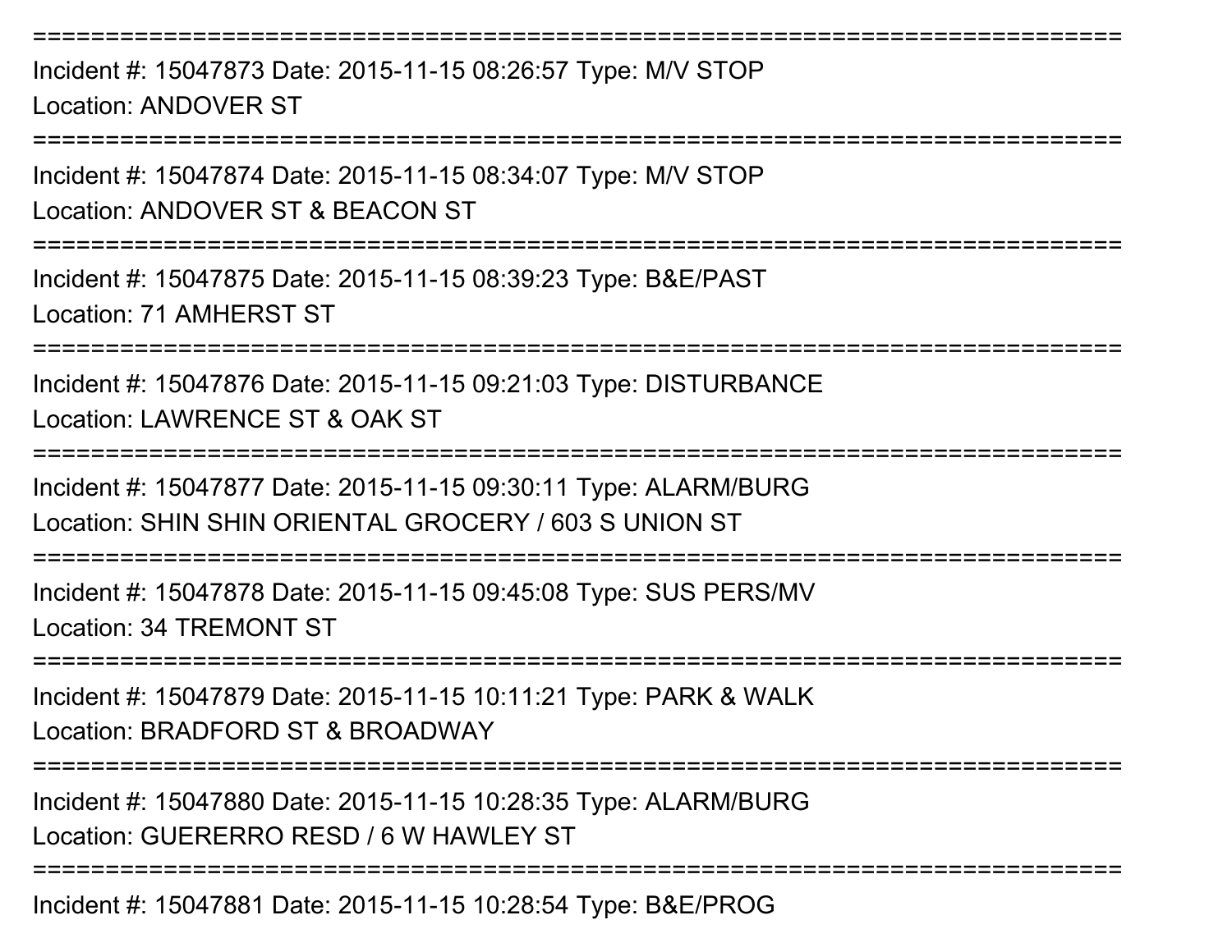===========================================================================
Incident #: 15047873 Date: 2015-11-15 08:26:57 Type: M/V STOP
Location: ANDOVER ST
===========================================================================
Incident #: 15047874 Date: 2015-11-15 08:34:07 Type: M/V STOP
Location: ANDOVER ST & BEACON ST
===========================================================================
Incident #: 15047875 Date: 2015-11-15 08:39:23 Type: B&E/PAST
Location: 71 AMHERST ST
===========================================================================
Incident #: 15047876 Date: 2015-11-15 09:21:03 Type: DISTURBANCE
Location: LAWRENCE ST & OAK ST
===========================================================================
Incident #: 15047877 Date: 2015-11-15 09:30:11 Type: ALARM/BURG
Location: SHIN SHIN ORIENTAL GROCERY / 603 S UNION ST
===========================================================================
Incident #: 15047878 Date: 2015-11-15 09:45:08 Type: SUS PERS/MV
Location: 34 TREMONT ST
===========================================================================
Incident #: 15047879 Date: 2015-11-15 10:11:21 Type: PARK & WALK
Location: BRADFORD ST & BROADWAY
===========================================================================
Incident #: 15047880 Date: 2015-11-15 10:28:35 Type: ALARM/BURG
Location: GUERERRO RESD / 6 W HAWLEY ST
===========================================================================
Incident #: 15047881 Date: 2015-11-15 10:28:54 Type: B&E/PROG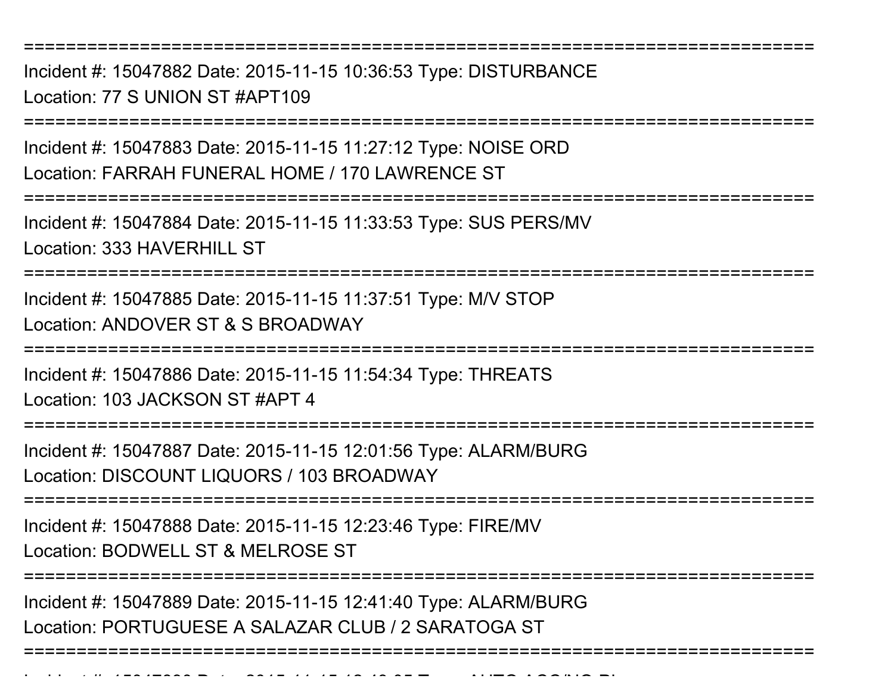==============================================================================

Incident #: 15047882 Date: 2015-11-15 10:36:53 Type: DISTURBANCE
Location: 77 S UNION ST #APT109

==============================================================================

Incident #: 15047883 Date: 2015-11-15 11:27:12 Type: NOISE ORD
Location: FARRAH FUNERAL HOME / 170 LAWRENCE ST

==============================================================================

Incident #: 15047884 Date: 2015-11-15 11:33:53 Type: SUS PERS/MV
Location: 333 HAVERHILL ST

==============================================================================

Incident #: 15047885 Date: 2015-11-15 11:37:51 Type: M/V STOP
Location: ANDOVER ST & S BROADWAY

==============================================================================

Incident #: 15047886 Date: 2015-11-15 11:54:34 Type: THREATS
Location: 103 JACKSON ST #APT 4

==============================================================================

Incident #: 15047887 Date: 2015-11-15 12:01:56 Type: ALARM/BURG
Location: DISCOUNT LIQUORS / 103 BROADWAY

==============================================================================

Incident #: 15047888 Date: 2015-11-15 12:23:46 Type: FIRE/MV
Location: BODWELL ST & MELROSE ST

==============================================================================

Incident #: 15047889 Date: 2015-11-15 12:41:40 Type: ALARM/BURG
Location: PORTUGUESE A SALAZAR CLUB / 2 SARATOGA ST

==============================================================================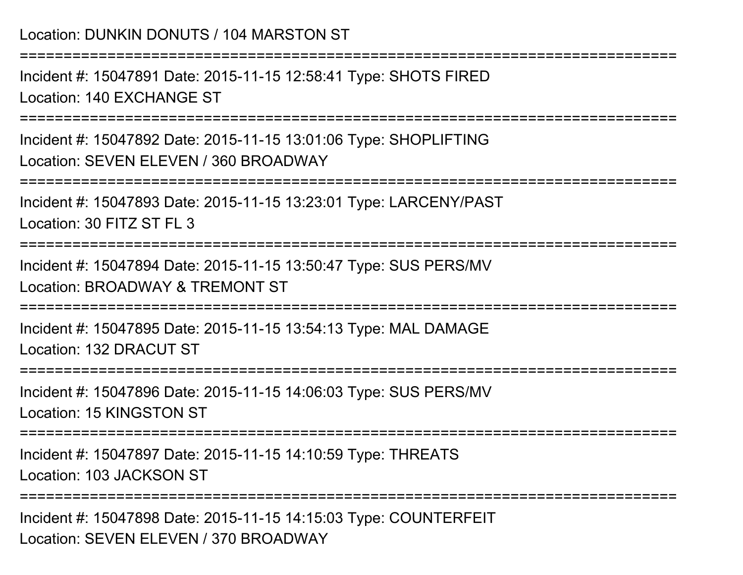Location: DUNKIN DONUTS / 104 MARSTON ST

===========================================================================

Incident #: 15047891 Date: 2015-11-15 12:58:41 Type: SHOTS FIRED
Location: 140 EXCHANGE ST

===========================================================================

Incident #: 15047892 Date: 2015-11-15 13:01:06 Type: SHOPLIFTING
Location: SEVEN ELEVEN / 360 BROADWAY

===========================================================================

Incident #: 15047893 Date: 2015-11-15 13:23:01 Type: LARCENY/PAST
Location: 30 FITZ ST FL 3

===========================================================================

Incident #: 15047894 Date: 2015-11-15 13:50:47 Type: SUS PERS/MV
Location: BROADWAY & TREMONT ST

===========================================================================

Incident #: 15047895 Date: 2015-11-15 13:54:13 Type: MAL DAMAGE
Location: 132 DRACUT ST

===========================================================================

Incident #: 15047896 Date: 2015-11-15 14:06:03 Type: SUS PERS/MV
Location: 15 KINGSTON ST

===========================================================================

Incident #: 15047897 Date: 2015-11-15 14:10:59 Type: THREATS
Location: 103 JACKSON ST

===========================================================================

Incident #: 15047898 Date: 2015-11-15 14:15:03 Type: COUNTERFEIT
Location: SEVEN ELEVEN / 370 BROADWAY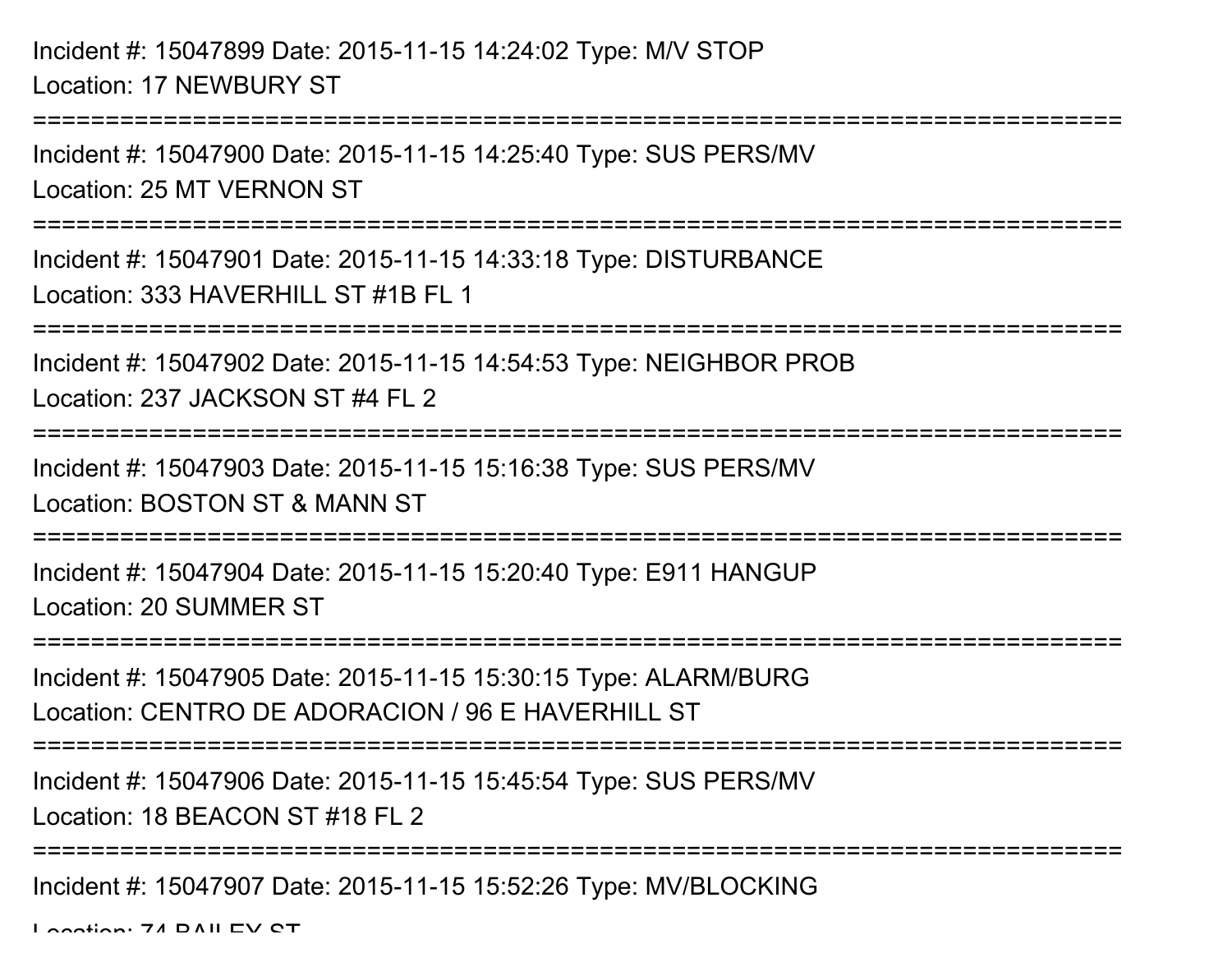Incident #: 15047899 Date: 2015-11-15 14:24:02 Type: M/V STOP
Location: 17 NEWBURY ST

===========================================================================

Incident #: 15047900 Date: 2015-11-15 14:25:40 Type: SUS PERS/MV
Location: 25 MT VERNON ST

===========================================================================

Incident #: 15047901 Date: 2015-11-15 14:33:18 Type: DISTURBANCE
Location: 333 HAVERHILL ST #1B FL 1

===========================================================================

Incident #: 15047902 Date: 2015-11-15 14:54:53 Type: NEIGHBOR PROB
Location: 237 JACKSON ST #4 FL 2

===========================================================================

Incident #: 15047903 Date: 2015-11-15 15:16:38 Type: SUS PERS/MV
Location: BOSTON ST & MANN ST

===========================================================================

Incident #: 15047904 Date: 2015-11-15 15:20:40 Type: E911 HANGUP
Location: 20 SUMMER ST

===========================================================================

Incident #: 15047905 Date: 2015-11-15 15:30:15 Type: ALARM/BURG
Location: CENTRO DE ADORACION / 96 E HAVERHILL ST

===========================================================================

Incident #: 15047906 Date: 2015-11-15 15:45:54 Type: SUS PERS/MV
Location: 18 BEACON ST #18 FL 2

===========================================================================

Incident #: 15047907 Date: 2015-11-15 15:52:26 Type: MV/BLOCKING
Location: 74 BAILEY ST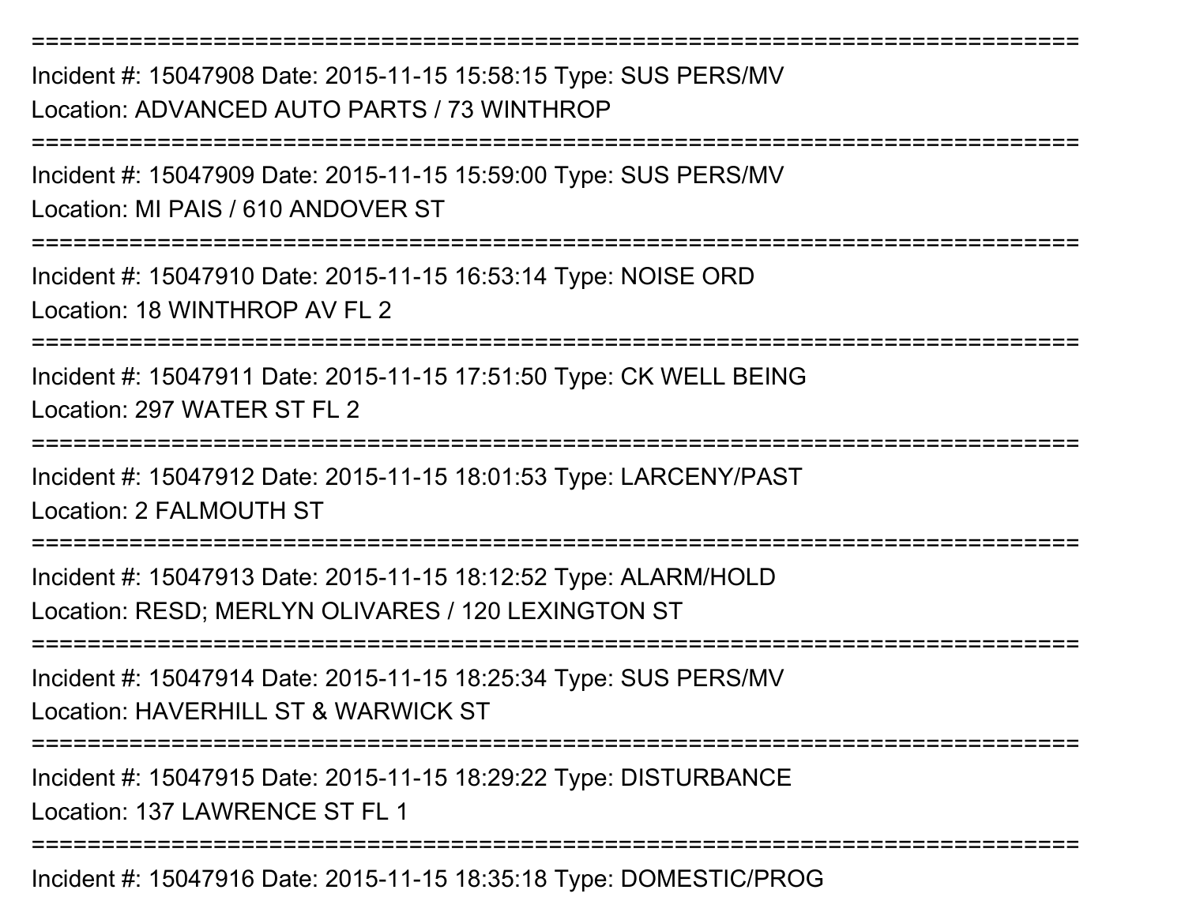===========================================================================

Incident #: 15047908 Date: 2015-11-15 15:58:15 Type: SUS PERS/MV
Location: ADVANCED AUTO PARTS / 73 WINTHROP

===========================================================================

Incident #: 15047909 Date: 2015-11-15 15:59:00 Type: SUS PERS/MV
Location: MI PAIS / 610 ANDOVER ST

===========================================================================

Incident #: 15047910 Date: 2015-11-15 16:53:14 Type: NOISE ORD
Location: 18 WINTHROP AV FL 2

===========================================================================

Incident #: 15047911 Date: 2015-11-15 17:51:50 Type: CK WELL BEING
Location: 297 WATER ST FL 2

===========================================================================

Incident #: 15047912 Date: 2015-11-15 18:01:53 Type: LARCENY/PAST
Location: 2 FALMOUTH ST

===========================================================================

Incident #: 15047913 Date: 2015-11-15 18:12:52 Type: ALARM/HOLD
Location: RESD; MERLYN OLIVARES / 120 LEXINGTON ST

===========================================================================

Incident #: 15047914 Date: 2015-11-15 18:25:34 Type: SUS PERS/MV
Location: HAVERHILL ST & WARWICK ST

===========================================================================

Incident #: 15047915 Date: 2015-11-15 18:29:22 Type: DISTURBANCE
Location: 137 LAWRENCE ST FL 1

===========================================================================

Incident #: 15047916 Date: 2015-11-15 18:35:18 Type: DOMESTIC/PROG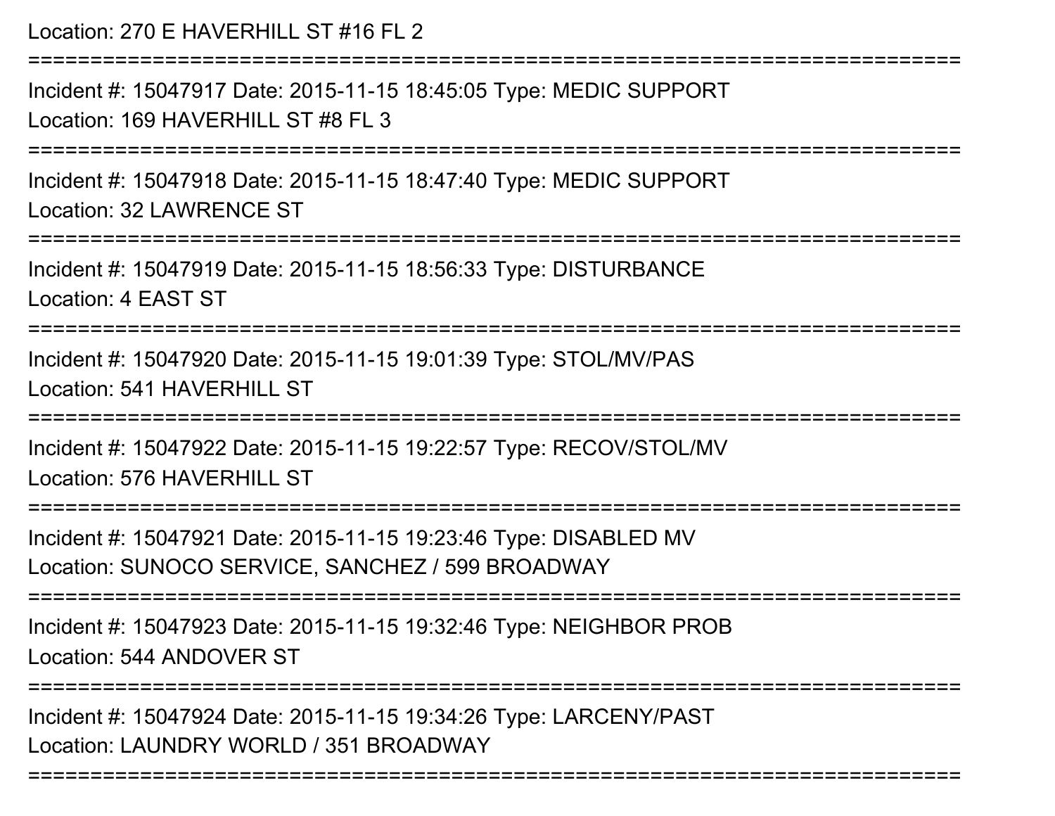Location: 270 E HAVERHILL ST #16 FL 2

===========================================================================

Incident #: 15047917 Date: 2015-11-15 18:45:05 Type: MEDIC SUPPORT

Location: 169 HAVERHILL ST #8 FL 3

===========================================================================

Incident #: 15047918 Date: 2015-11-15 18:47:40 Type: MEDIC SUPPORT

Location: 32 LAWRENCE ST

===========================================================================

Incident #: 15047919 Date: 2015-11-15 18:56:33 Type: DISTURBANCE

Location: 4 EAST ST

===========================================================================

Incident #: 15047920 Date: 2015-11-15 19:01:39 Type: STOL/MV/PAS

Location: 541 HAVERHILL ST

===========================================================================

Incident #: 15047922 Date: 2015-11-15 19:22:57 Type: RECOV/STOL/MV

Location: 576 HAVERHILL ST

===========================================================================

Incident #: 15047921 Date: 2015-11-15 19:23:46 Type: DISABLED MV

Location: SUNOCO SERVICE, SANCHEZ / 599 BROADWAY

===========================================================================

Incident #: 15047923 Date: 2015-11-15 19:32:46 Type: NEIGHBOR PROB

Location: 544 ANDOVER ST

===========================================================================

Incident #: 15047924 Date: 2015-11-15 19:34:26 Type: LARCENY/PAST

Location: LAUNDRY WORLD / 351 BROADWAY

===========================================================================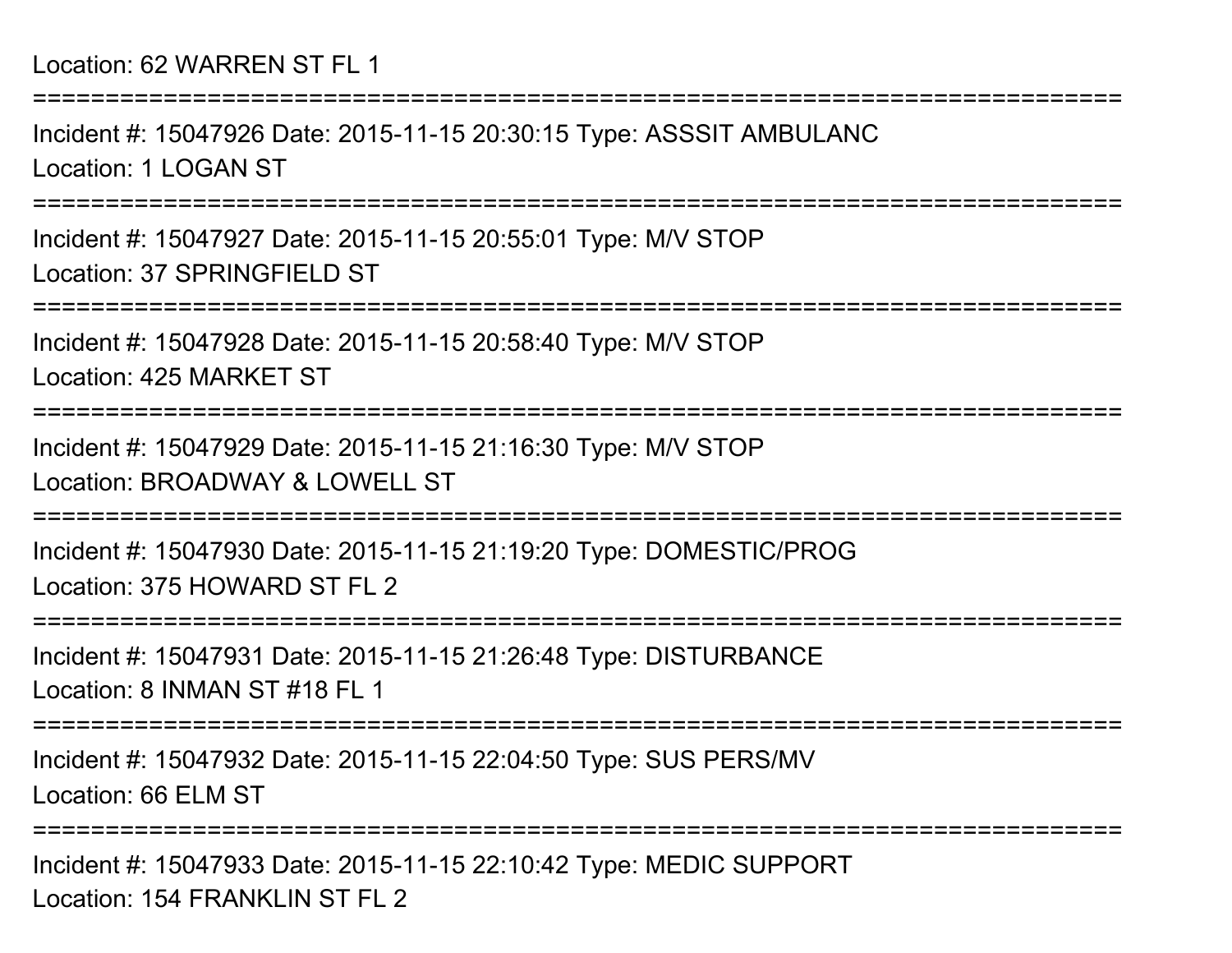Location: 62 WARREN ST FL 1

===========================================================================

Incident #: 15047926 Date: 2015-11-15 20:30:15 Type: ASSSIT AMBULANC
Location: 1 LOGAN ST

===========================================================================

Incident #: 15047927 Date: 2015-11-15 20:55:01 Type: M/V STOP
Location: 37 SPRINGFIELD ST

===========================================================================

Incident #: 15047928 Date: 2015-11-15 20:58:40 Type: M/V STOP
Location: 425 MARKET ST

===========================================================================

Incident #: 15047929 Date: 2015-11-15 21:16:30 Type: M/V STOP
Location: BROADWAY & LOWELL ST

===========================================================================

Incident #: 15047930 Date: 2015-11-15 21:19:20 Type: DOMESTIC/PROG
Location: 375 HOWARD ST FL 2

===========================================================================

Incident #: 15047931 Date: 2015-11-15 21:26:48 Type: DISTURBANCE
Location: 8 INMAN ST #18 FL 1

===========================================================================

Incident #: 15047932 Date: 2015-11-15 22:04:50 Type: SUS PERS/MV
Location: 66 ELM ST

===========================================================================

Incident #: 15047933 Date: 2015-11-15 22:10:42 Type: MEDIC SUPPORT
Location: 154 FRANKLIN ST FL 2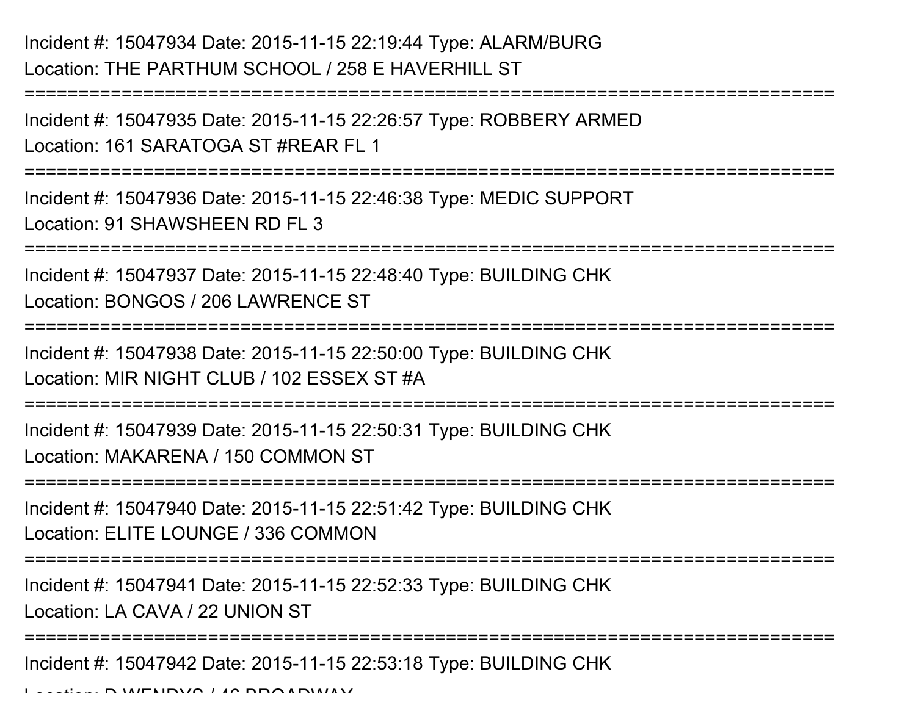Incident #: 15047934 Date: 2015-11-15 22:19:44 Type: ALARM/BURG
Location: THE PARTHUM SCHOOL / 258 E HAVERHILL ST

===========================================================================

Incident #: 15047935 Date: 2015-11-15 22:26:57 Type: ROBBERY ARMED
Location: 161 SARATOGA ST #REAR FL 1

===========================================================================

Incident #: 15047936 Date: 2015-11-15 22:46:38 Type: MEDIC SUPPORT
Location: 91 SHAWSHEEN RD FL 3

===========================================================================

Incident #: 15047937 Date: 2015-11-15 22:48:40 Type: BUILDING CHK
Location: BONGOS / 206 LAWRENCE ST

===========================================================================

Incident #: 15047938 Date: 2015-11-15 22:50:00 Type: BUILDING CHK
Location: MIR NIGHT CLUB / 102 ESSEX ST #A

===========================================================================

Incident #: 15047939 Date: 2015-11-15 22:50:31 Type: BUILDING CHK
Location: MAKARENA / 150 COMMON ST

===========================================================================

Incident #: 15047940 Date: 2015-11-15 22:51:42 Type: BUILDING CHK
Location: ELITE LOUNGE / 336 COMMON

===========================================================================

Incident #: 15047941 Date: 2015-11-15 22:52:33 Type: BUILDING CHK
Location: LA CAVA / 22 UNION ST

===========================================================================

Incident #: 15047942 Date: 2015-11-15 22:53:18 Type: BUILDING CHK
Location: D WENDYS / 46 BROADWAY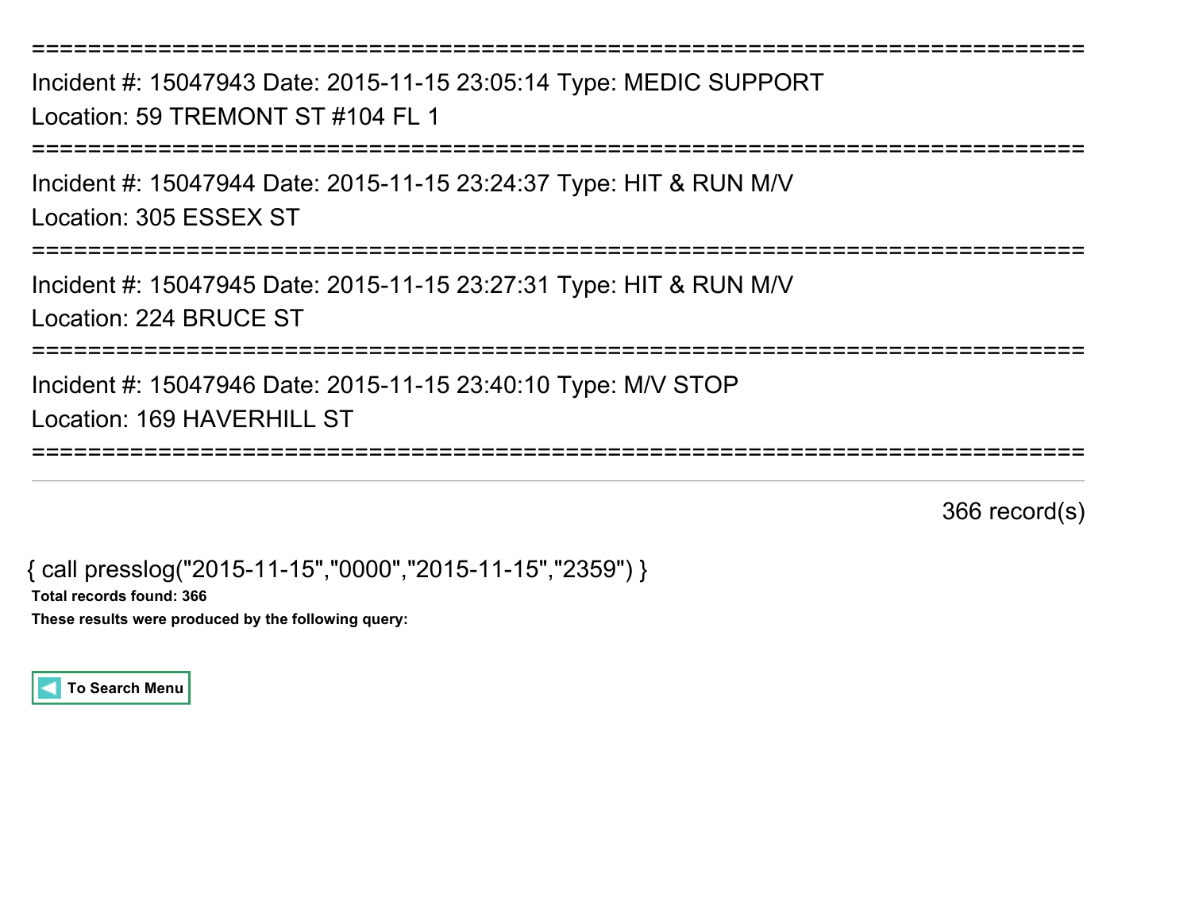===========================================================================

Incident #: 15047943 Date: 2015-11-15 23:05:14 Type: MEDIC SUPPORT

Location: 59 TREMONT ST #104 FL 1

===========================================================================

Incident #: 15047944 Date: 2015-11-15 23:24:37 Type: HIT & RUN M/V

Location: 305 ESSEX ST

===========================================================================

Incident #: 15047945 Date: 2015-11-15 23:27:31 Type: HIT & RUN M/V

Location: 224 BRUCE ST

===========================================================================

Incident #: 15047946 Date: 2015-11-15 23:40:10 Type: M/V STOP

Location: 169 HAVERHILL ST

===========================================================================

---

366 record(s)

{ call presslog("2015-11-15","0000","2015-11-15","2359") }

**Total records found: 366**

**These results were produced by the following query:**

**To Search Menu**